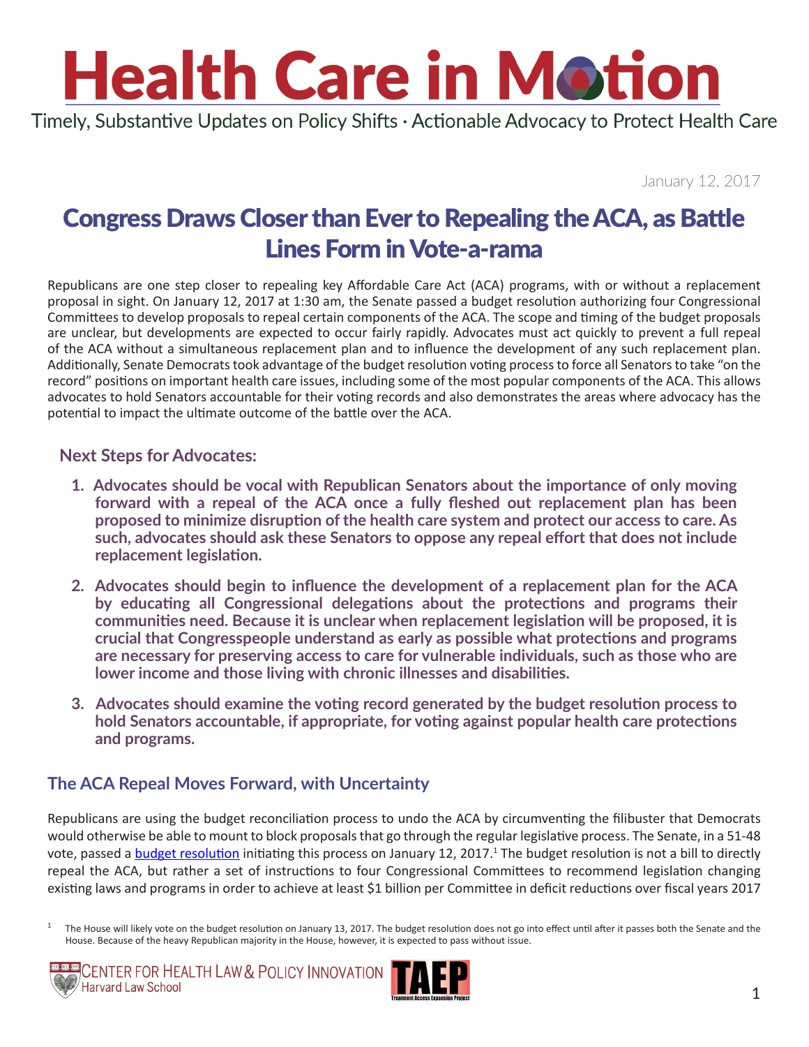# Health Care in Motion

Timely, Substantive Updates on Policy Shifts · Actionable Advocacy to Protect Health Care

January 12, 2017

## Congress Draws Closer than Ever to Repealing the ACA, as Battle Lines Form in Vote-a-rama

Republicans are one step closer to repealing key Affordable Care Act (ACA) programs, with or without a replacement proposal in sight. On January 12, 2017 at 1:30 am, the Senate passed a budget resolution authorizing four Congressional Committees to develop proposals to repeal certain components of the ACA. The scope and timing of the budget proposals are unclear, but developments are expected to occur fairly rapidly. Advocates must act quickly to prevent a full repeal of the ACA without a simultaneous replacement plan and to influence the development of any such replacement plan. Additionally, Senate Democrats took advantage of the budget resolution voting process to force all Senators to take "on the record" positions on important health care issues, including some of the most popular components of the ACA. This allows advocates to hold Senators accountable for their voting records and also demonstrates the areas where advocacy has the potential to impact the ultimate outcome of the battle over the ACA.

### Next Steps for Advocates:

1. **Advocates should be vocal with Republican Senators about the importance of only moving forward with a repeal of the ACA once a fully fleshed out replacement plan has been proposed to minimize disruption of the health care system and protect our access to care. As such, advocates should ask these Senators to oppose any repeal effort that does not include replacement legislation.**
2. **Advocates should begin to influence the development of a replacement plan for the ACA by educating all Congressional delegations about the protections and programs their communities need. Because it is unclear when replacement legislation will be proposed, it is crucial that Congresspeople understand as early as possible what protections and programs are necessary for preserving access to care for vulnerable individuals, such as those who are lower income and those living with chronic illnesses and disabilities.**
3. **Advocates should examine the voting record generated by the budget resolution process to hold Senators accountable, if appropriate, for voting against popular health care protections and programs.**

### The ACA Repeal Moves Forward, with Uncertainty

Republicans are using the budget reconciliation process to undo the ACA by circumventing the filibuster that Democrats would otherwise be able to mount to block proposals that go through the regular legislative process. The Senate, in a 51-48 vote, passed a [budget resolution](#) initiating this process on January 12, 2017.[1] The budget resolution is not a bill to directly repeal the ACA, but rather a set of instructions to four Congressional Committees to recommend legislation changing existing laws and programs in order to achieve at least $1 billion per Committee in deficit reductions over fiscal years 2017

[1] The House will likely vote on the budget resolution on January 13, 2017. The budget resolution does not go into effect until after it passes both the Senate and the House. Because of the heavy Republican majority in the House, however, it is expected to pass without issue.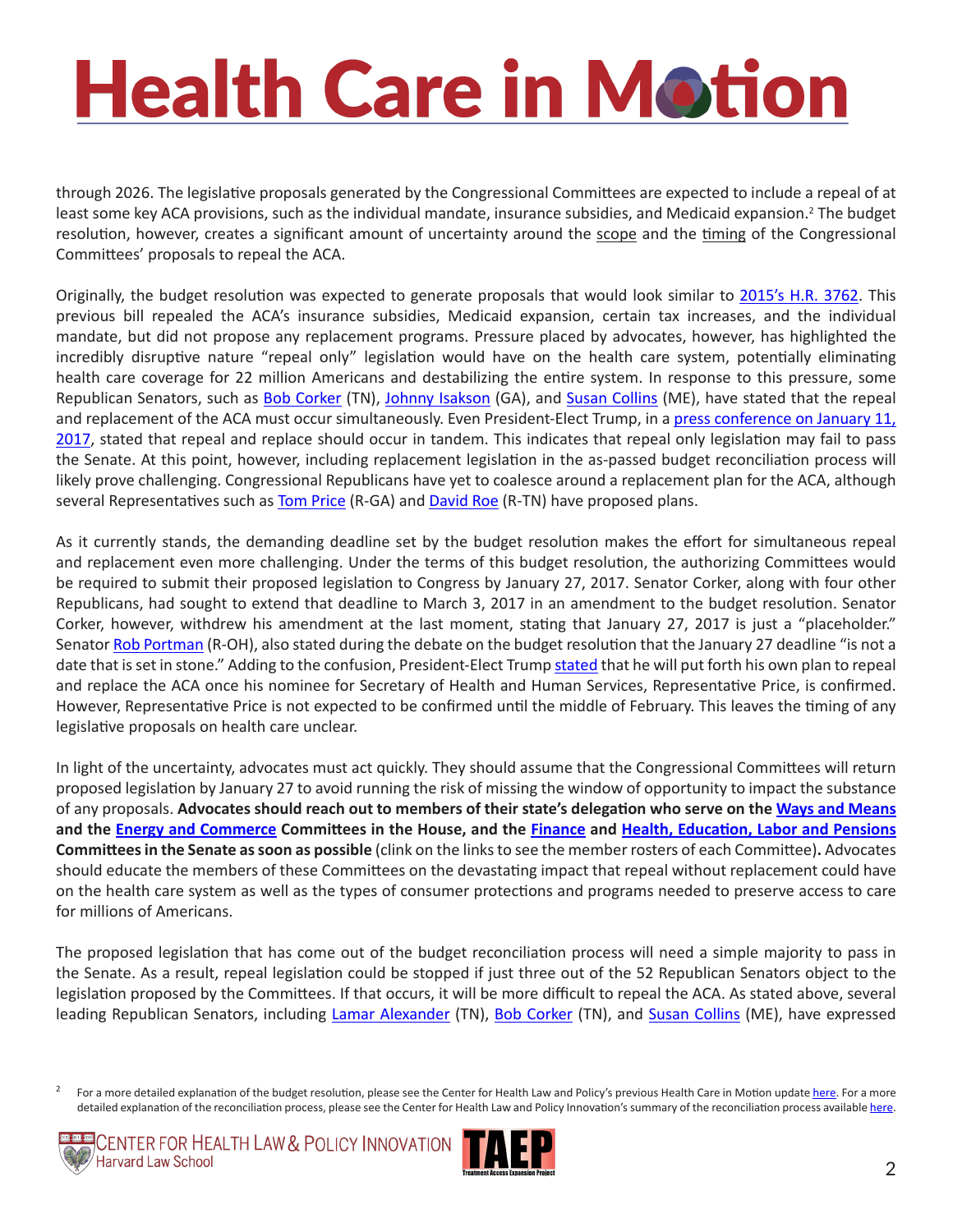through 2026. The legislative proposals generated by the Congressional Committees are expected to include a repeal of at least some key ACA provisions, such as the individual mandate, insurance subsidies, and Medicaid expansion.[2] The budget resolution, however, creates a significant amount of uncertainty around the scope and the timing of the Congressional Committees' proposals to repeal the ACA.

Originally, the budget resolution was expected to generate proposals that would look similar to 2015's H.R. 3762. This previous bill repealed the ACA's insurance subsidies, Medicaid expansion, certain tax increases, and the individual mandate, but did not propose any replacement programs. Pressure placed by advocates, however, has highlighted the incredibly disruptive nature "repeal only" legislation would have on the health care system, potentially eliminating health care coverage for 22 million Americans and destabilizing the entire system. In response to this pressure, some Republican Senators, such as Bob Corker (TN), Johnny Isakson (GA), and Susan Collins (ME), have stated that the repeal and replacement of the ACA must occur simultaneously. Even President-Elect Trump, in a press conference on January 11, 2017, stated that repeal and replace should occur in tandem. This indicates that repeal only legislation may fail to pass the Senate. At this point, however, including replacement legislation in the as-passed budget reconciliation process will likely prove challenging. Congressional Republicans have yet to coalesce around a replacement plan for the ACA, although several Representatives such as Tom Price (R-GA) and David Roe (R-TN) have proposed plans.

As it currently stands, the demanding deadline set by the budget resolution makes the effort for simultaneous repeal and replacement even more challenging. Under the terms of this budget resolution, the authorizing Committees would be required to submit their proposed legislation to Congress by January 27, 2017. Senator Corker, along with four other Republicans, had sought to extend that deadline to March 3, 2017 in an amendment to the budget resolution. Senator Corker, however, withdrew his amendment at the last moment, stating that January 27, 2017 is just a "placeholder." Senator Rob Portman (R-OH), also stated during the debate on the budget resolution that the January 27 deadline "is not a date that is set in stone." Adding to the confusion, President-Elect Trump stated that he will put forth his own plan to repeal and replace the ACA once his nominee for Secretary of Health and Human Services, Representative Price, is confirmed. However, Representative Price is not expected to be confirmed until the middle of February. This leaves the timing of any legislative proposals on health care unclear.

In light of the uncertainty, advocates must act quickly. They should assume that the Congressional Committees will return proposed legislation by January 27 to avoid running the risk of missing the window of opportunity to impact the substance of any proposals. **Advocates should reach out to members of their state's delegation who serve on the Ways and Means and the Energy and Commerce Committees in the House, and the Finance and Health, Education, Labor and Pensions Committees in the Senate as soon as possible** (clink on the links to see the member rosters of each Committee)**.** Advocates should educate the members of these Committees on the devastating impact that repeal without replacement could have on the health care system as well as the types of consumer protections and programs needed to preserve access to care for millions of Americans.

The proposed legislation that has come out of the budget reconciliation process will need a simple majority to pass in the Senate. As a result, repeal legislation could be stopped if just three out of the 52 Republican Senators object to the legislation proposed by the Committees. If that occurs, it will be more difficult to repeal the ACA. As stated above, several leading Republican Senators, including Lamar Alexander (TN), Bob Corker (TN), and Susan Collins (ME), have expressed

[2] For a more detailed explanation of the budget resolution, please see the Center for Health Law and Policy's previous Health Care in Motion update here. For a more detailed explanation of the reconciliation process, please see the Center for Health Law and Policy Innovation's summary of the reconciliation process available here.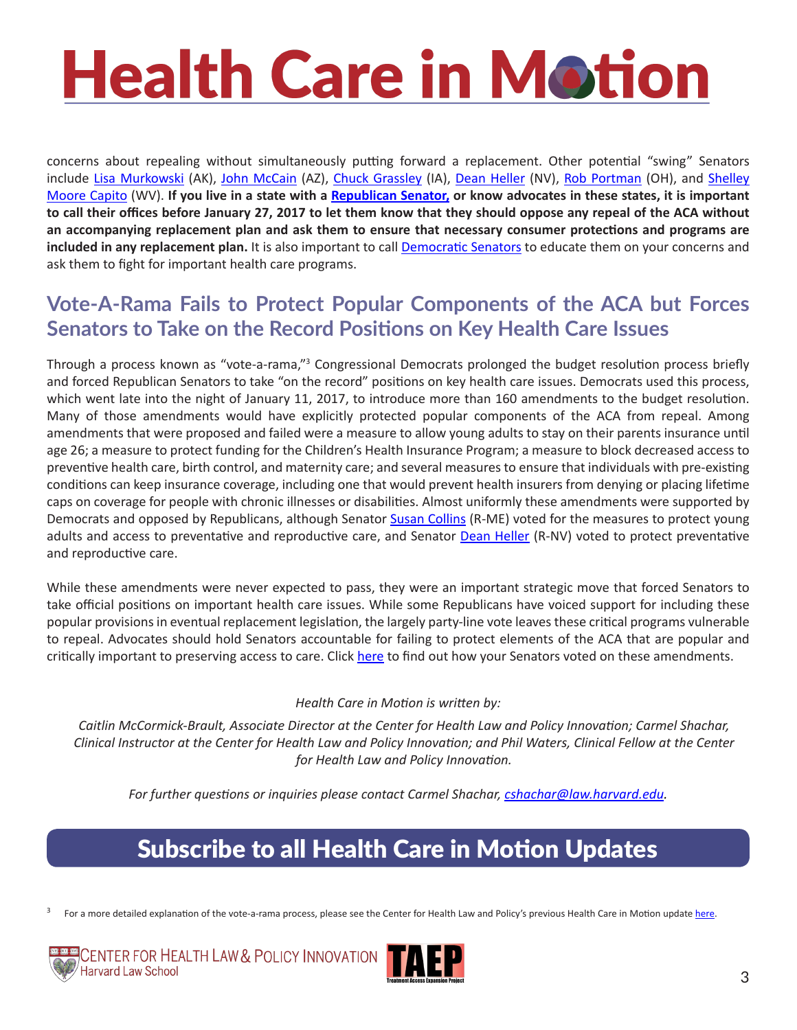concerns about repealing without simultaneously putting forward a replacement. Other potential "swing" Senators include Lisa Murkowski (AK), John McCain (AZ), Chuck Grassley (IA), Dean Heller (NV), Rob Portman (OH), and Shelley Moore Capito (WV). **If you live in a state with a Republican Senator, or know advocates in these states, it is important to call their offices before January 27, 2017 to let them know that they should oppose any repeal of the ACA without an accompanying replacement plan and ask them to ensure that necessary consumer protections and programs are included in any replacement plan.** It is also important to call Democratic Senators to educate them on your concerns and ask them to fight for important health care programs.

## Vote-A-Rama Fails to Protect Popular Components of the ACA but Forces Senators to Take on the Record Positions on Key Health Care Issues

Through a process known as "vote-a-rama,"[3] Congressional Democrats prolonged the budget resolution process briefly and forced Republican Senators to take "on the record" positions on key health care issues. Democrats used this process, which went late into the night of January 11, 2017, to introduce more than 160 amendments to the budget resolution. Many of those amendments would have explicitly protected popular components of the ACA from repeal. Among amendments that were proposed and failed were a measure to allow young adults to stay on their parents insurance until age 26; a measure to protect funding for the Children's Health Insurance Program; a measure to block decreased access to preventive health care, birth control, and maternity care; and several measures to ensure that individuals with pre-existing conditions can keep insurance coverage, including one that would prevent health insurers from denying or placing lifetime caps on coverage for people with chronic illnesses or disabilities. Almost uniformly these amendments were supported by Democrats and opposed by Republicans, although Senator Susan Collins (R-ME) voted for the measures to protect young adults and access to preventative and reproductive care, and Senator Dean Heller (R-NV) voted to protect preventative and reproductive care.

While these amendments were never expected to pass, they were an important strategic move that forced Senators to take official positions on important health care issues. While some Republicans have voiced support for including these popular provisions in eventual replacement legislation, the largely party-line vote leaves these critical programs vulnerable to repeal. Advocates should hold Senators accountable for failing to protect elements of the ACA that are popular and critically important to preserving access to care. Click here to find out how your Senators voted on these amendments.

*Health Care in Motion is written by:*

*Caitlin McCormick-Brault, Associate Director at the Center for Health Law and Policy Innovation; Carmel Shachar, Clinical Instructor at the Center for Health Law and Policy Innovation; and Phil Waters, Clinical Fellow at the Center for Health Law and Policy Innovation.*

*For further questions or inquiries please contact Carmel Shachar, cshachar@law.harvard.edu.*

## Subscribe to all Health Care in Motion Updates

[3] For a more detailed explanation of the vote-a-rama process, please see the Center for Health Law and Policy's previous Health Care in Motion update here.